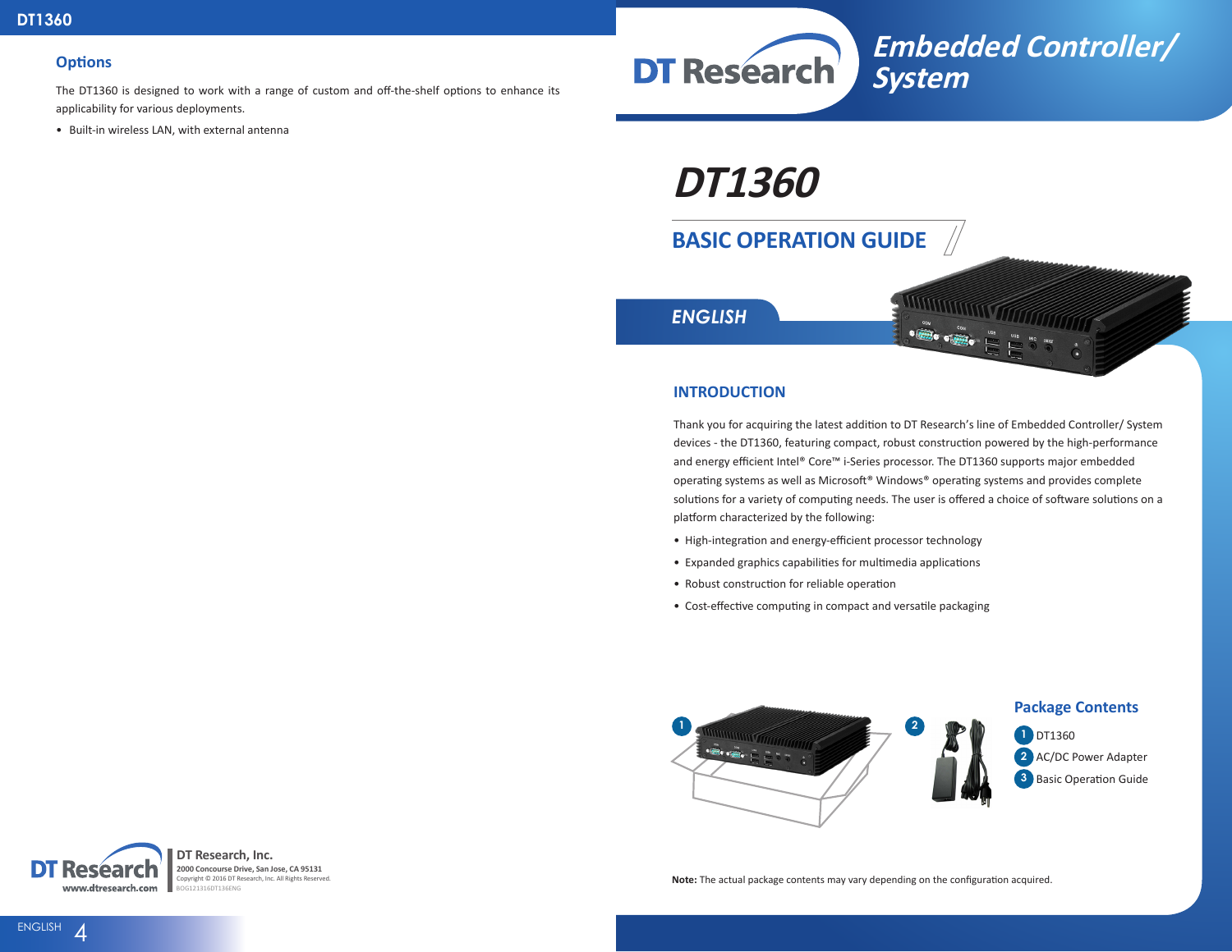## Options

The DT1360 is designed to work with a range of custom and off-the-shelf options to enhance its applicability for various deployments.

- Built-in wireless LAN, with external antenna

**DT Research, Inc.**
**2000 Concourse Drive, San Jose, CA 95131**
Copyright © 2016 DT Research, Inc. All Rights Reserved.
BOG121316DT136ENG

www.dtresearch.com

# Embedded Controller/ System

# DT1360

## BASIC OPERATION GUIDE

### ENGLISH

## INTRODUCTION

Thank you for acquiring the latest addition to DT Research's line of Embedded Controller/ System devices - the DT1360, featuring compact, robust construction powered by the high-performance and energy efficient Intel® Core™ i-Series processor. The DT1360 supports major embedded operating systems as well as Microsoft® Windows® operating systems and provides complete solutions for a variety of computing needs. The user is offered a choice of software solutions on a platform characterized by the following:

- High-integration and energy-efficient processor technology
- Expanded graphics capabilities for multimedia applications
- Robust construction for reliable operation
- Cost-effective computing in compact and versatile packaging

## Package Contents

1. DT1360
2. AC/DC Power Adapter
3. Basic Operation Guide

**Note:** The actual package contents may vary depending on the configuration acquired.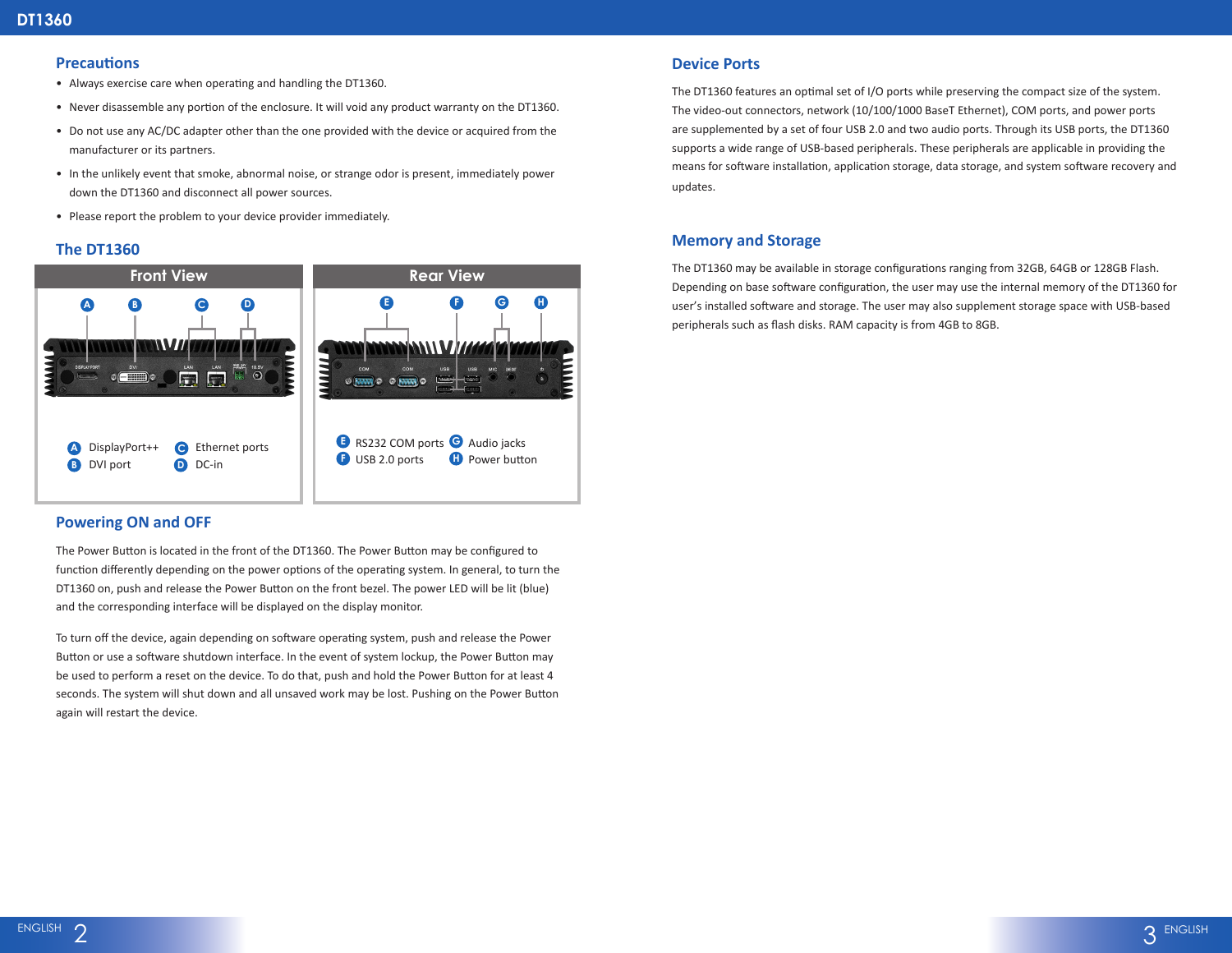## Precautions

- Always exercise care when operating and handling the DT1360.
- Never disassemble any portion of the enclosure. It will void any product warranty on the DT1360.
- Do not use any AC/DC adapter other than the one provided with the device or acquired from the manufacturer or its partners.
- In the unlikely event that smoke, abnormal noise, or strange odor is present, immediately power down the DT1360 and disconnect all power sources.
- Please report the problem to your device provider immediately.

## The DT1360

**Front View**

A DisplayPort++
B DVI port
C Ethernet ports
D DC-in

**Rear View**

E RS232 COM ports
F USB 2.0 ports
G Audio jacks
H Power button

## Powering ON and OFF

The Power Button is located in the front of the DT1360. The Power Button may be configured to function differently depending on the power options of the operating system. In general, to turn the DT1360 on, push and release the Power Button on the front bezel. The power LED will be lit (blue) and the corresponding interface will be displayed on the display monitor.

To turn off the device, again depending on software operating system, push and release the Power Button or use a software shutdown interface. In the event of system lockup, the Power Button may be used to perform a reset on the device. To do that, push and hold the Power Button for at least 4 seconds. The system will shut down and all unsaved work may be lost. Pushing on the Power Button again will restart the device.

## Device Ports

The DT1360 features an optimal set of I/O ports while preserving the compact size of the system. The video-out connectors, network (10/100/1000 BaseT Ethernet), COM ports, and power ports are supplemented by a set of four USB 2.0 and two audio ports. Through its USB ports, the DT1360 supports a wide range of USB-based peripherals. These peripherals are applicable in providing the means for software installation, application storage, data storage, and system software recovery and updates.

## Memory and Storage

The DT1360 may be available in storage configurations ranging from 32GB, 64GB or 128GB Flash. Depending on base software configuration, the user may use the internal memory of the DT1360 for user's installed software and storage. The user may also supplement storage space with USB-based peripherals such as flash disks. RAM capacity is from 4GB to 8GB.